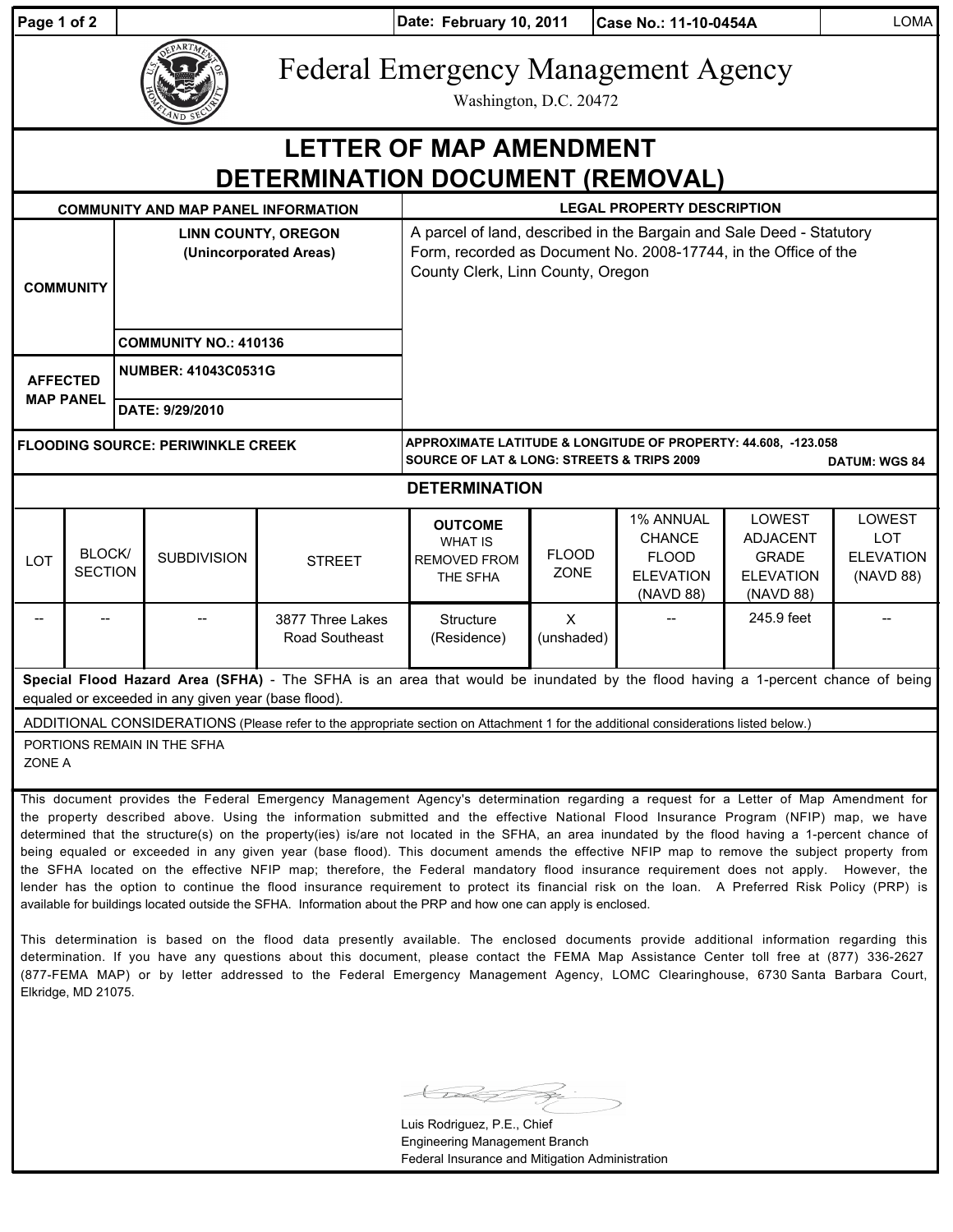Date: February 10, 2011 | Case No.: 11-10-0454A | LOMA

# Federal Emergency Management Agency

Washington, D.C. 20472

# LETTER OF MAP AMENDMENT DETERMINATION DOCUMENT (REMOVAL)

| COMMUNITY AND MAP PANEL INFORMATION | | LEGAL PROPERTY DESCRIPTION |
|---|---|---|
| COMMUNITY | LINN COUNTY, OREGON (Unincorporated Areas) | A parcel of land, described in the Bargain and Sale Deed - Statutory Form, recorded as Document No. 2008-17744, in the Office of the County Clerk, Linn County, Oregon |
| | COMMUNITY NO.: 410136 | |
| AFFECTED MAP PANEL | NUMBER: 41043C0531G | |
| | DATE: 9/29/2010 | |
| FLOODING SOURCE: PERIWINKLE CREEK | | APPROXIMATE LATITUDE & LONGITUDE OF PROPERTY: 44.608, -123.058<br>SOURCE OF LAT & LONG: STREETS & TRIPS 2009 DATUM: WGS 84 |

## DETERMINATION

| LOT | BLOCK/ SECTION | SUBDIVISION | STREET | OUTCOME WHAT IS REMOVED FROM THE SFHA | FLOOD ZONE | 1% ANNUAL CHANCE FLOOD ELEVATION (NAVD 88) | LOWEST ADJACENT GRADE ELEVATION (NAVD 88) | LOWEST LOT ELEVATION (NAVD 88) |
|---|---|---|---|---|---|---|---|---|
| -- | -- | -- | 3877 Three Lakes Road Southeast | Structure (Residence) | X (unshaded) | -- | 245.9 feet | -- |

**Special Flood Hazard Area (SFHA)** - The SFHA is an area that would be inundated by the flood having a 1-percent chance of being equaled or exceeded in any given year (base flood).

ADDITIONAL CONSIDERATIONS (Please refer to the appropriate section on Attachment 1 for the additional considerations listed below.)

PORTIONS REMAIN IN THE SFHA
ZONE A

This document provides the Federal Emergency Management Agency's determination regarding a request for a Letter of Map Amendment for the property described above. Using the information submitted and the effective National Flood Insurance Program (NFIP) map, we have determined that the structure(s) on the property(ies) is/are not located in the SFHA, an area inundated by the flood having a 1-percent chance of being equaled or exceeded in any given year (base flood). This document amends the effective NFIP map to remove the subject property from the SFHA located on the effective NFIP map; therefore, the Federal mandatory flood insurance requirement does not apply. However, the lender has the option to continue the flood insurance requirement to protect its financial risk on the loan. A Preferred Risk Policy (PRP) is available for buildings located outside the SFHA. Information about the PRP and how one can apply is enclosed.

This determination is based on the flood data presently available. The enclosed documents provide additional information regarding this determination. If you have any questions about this document, please contact the FEMA Map Assistance Center toll free at (877) 336-2627 (877-FEMA MAP) or by letter addressed to the Federal Emergency Management Agency, LOMC Clearinghouse, 6730 Santa Barbara Court, Elkridge, MD 21075.

Luis Rodriguez, P.E., Chief
Engineering Management Branch
Federal Insurance and Mitigation Administration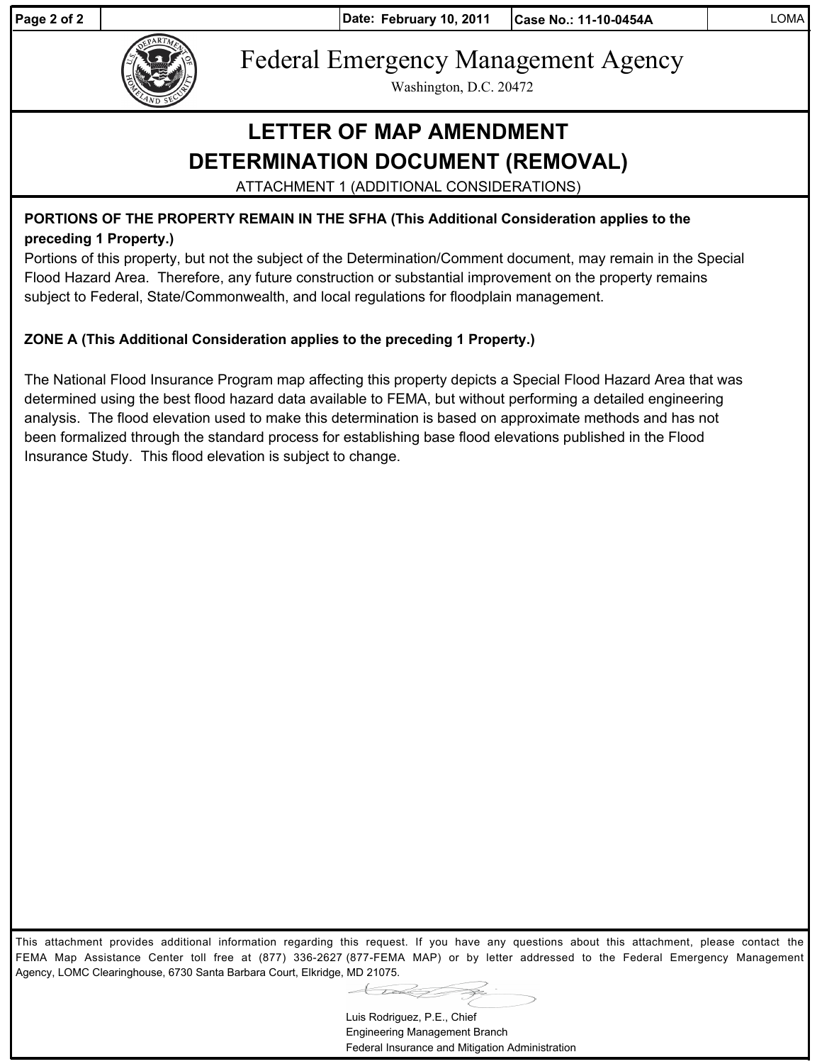| Date: February 10, 2011 | Case No.: 11-10-0454A | LOMA |
| --- | --- | --- |

# Federal Emergency Management Agency

Washington, D.C. 20472

## LETTER OF MAP AMENDMENT DETERMINATION DOCUMENT (REMOVAL)

ATTACHMENT 1 (ADDITIONAL CONSIDERATIONS)

**PORTIONS OF THE PROPERTY REMAIN IN THE SFHA (This Additional Consideration applies to the preceding 1 Property.)**

Portions of this property, but not the subject of the Determination/Comment document, may remain in the Special Flood Hazard Area. Therefore, any future construction or substantial improvement on the property remains subject to Federal, State/Commonwealth, and local regulations for floodplain management.

**ZONE A (This Additional Consideration applies to the preceding 1 Property.)**

The National Flood Insurance Program map affecting this property depicts a Special Flood Hazard Area that was determined using the best flood hazard data available to FEMA, but without performing a detailed engineering analysis. The flood elevation used to make this determination is based on approximate methods and has not been formalized through the standard process for establishing base flood elevations published in the Flood Insurance Study. This flood elevation is subject to change.

This attachment provides additional information regarding this request. If you have any questions about this attachment, please contact the FEMA Map Assistance Center toll free at (877) 336-2627 (877-FEMA MAP) or by letter addressed to the Federal Emergency Management Agency, LOMC Clearinghouse, 6730 Santa Barbara Court, Elkridge, MD 21075.

Luis Rodriguez, P.E., Chief
Engineering Management Branch
Federal Insurance and Mitigation Administration